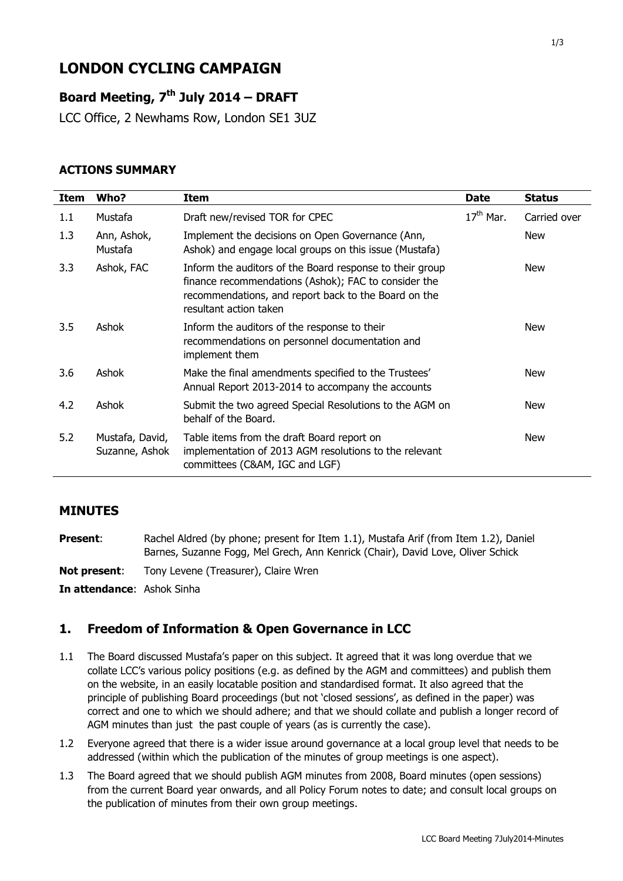# LONDON CYCLING CAMPAIGN

## Board Meeting, 7th July 2014 – DRAFT

LCC Office, 2 Newhams Row, London SE1 3UZ

### ACTIONS SUMMARY

| Item | Who? | Item | Date | Status |
|---|---|---|---|---|
| 1.1 | Mustafa | Draft new/revised TOR for CPEC | 17th Mar. | Carried over |
| 1.3 | Ann, Ashok, Mustafa | Implement the decisions on Open Governance (Ann, Ashok) and engage local groups on this issue (Mustafa) | | New |
| 3.3 | Ashok, FAC | Inform the auditors of the Board response to their group finance recommendations (Ashok); FAC to consider the recommendations, and report back to the Board on the resultant action taken | | New |
| 3.5 | Ashok | Inform the auditors of the response to their recommendations on personnel documentation and implement them | | New |
| 3.6 | Ashok | Make the final amendments specified to the Trustees' Annual Report 2013-2014 to accompany the accounts | | New |
| 4.2 | Ashok | Submit the two agreed Special Resolutions to the AGM on behalf of the Board. | | New |
| 5.2 | Mustafa, David, Suzanne, Ashok | Table items from the draft Board report on implementation of 2013 AGM resolutions to the relevant committees (C&AM, IGC and LGF) | | New |

## MINUTES

**Present**: Rachel Aldred (by phone; present for Item 1.1), Mustafa Arif (from Item 1.2), Daniel Barnes, Suzanne Fogg, Mel Grech, Ann Kenrick (Chair), David Love, Oliver Schick

**Not present**: Tony Levene (Treasurer), Claire Wren

**In attendance**: Ashok Sinha

## 1. Freedom of Information & Open Governance in LCC

1.1 The Board discussed Mustafa's paper on this subject. It agreed that it was long overdue that we collate LCC's various policy positions (e.g. as defined by the AGM and committees) and publish them on the website, in an easily locatable position and standardised format. It also agreed that the principle of publishing Board proceedings (but not 'closed sessions', as defined in the paper) was correct and one to which we should adhere; and that we should collate and publish a longer record of AGM minutes than just the past couple of years (as is currently the case).

1.2 Everyone agreed that there is a wider issue around governance at a local group level that needs to be addressed (within which the publication of the minutes of group meetings is one aspect).

1.3 The Board agreed that we should publish AGM minutes from 2008, Board minutes (open sessions) from the current Board year onwards, and all Policy Forum notes to date; and consult local groups on the publication of minutes from their own group meetings.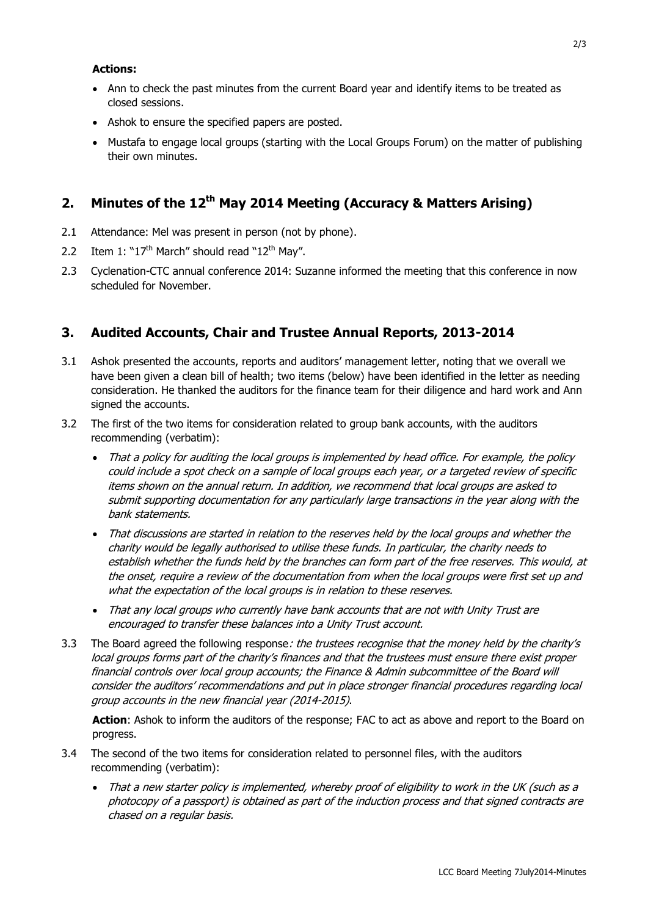**Actions:**

- Ann to check the past minutes from the current Board year and identify items to be treated as closed sessions.
- Ashok to ensure the specified papers are posted.
- Mustafa to engage local groups (starting with the Local Groups Forum) on the matter of publishing their own minutes.

## 2. Minutes of the 12th May 2014 Meeting (Accuracy & Matters Arising)

2.1 Attendance: Mel was present in person (not by phone).

2.2 Item 1: "17th March" should read "12th May".

2.3 Cyclenation-CTC annual conference 2014: Suzanne informed the meeting that this conference in now scheduled for November.

## 3. Audited Accounts, Chair and Trustee Annual Reports, 2013-2014

3.1 Ashok presented the accounts, reports and auditors' management letter, noting that we overall we have been given a clean bill of health; two items (below) have been identified in the letter as needing consideration. He thanked the auditors for the finance team for their diligence and hard work and Ann signed the accounts.

3.2 The first of the two items for consideration related to group bank accounts, with the auditors recommending (verbatim):

- *That a policy for auditing the local groups is implemented by head office. For example, the policy could include a spot check on a sample of local groups each year, or a targeted review of specific items shown on the annual return. In addition, we recommend that local groups are asked to submit supporting documentation for any particularly large transactions in the year along with the bank statements.*
- *That discussions are started in relation to the reserves held by the local groups and whether the charity would be legally authorised to utilise these funds. In particular, the charity needs to establish whether the funds held by the branches can form part of the free reserves. This would, at the onset, require a review of the documentation from when the local groups were first set up and what the expectation of the local groups is in relation to these reserves.*
- *That any local groups who currently have bank accounts that are not with Unity Trust are encouraged to transfer these balances into a Unity Trust account.*

3.3 The Board agreed the following response*: the trustees recognise that the money held by the charity's local groups forms part of the charity's finances and that the trustees must ensure there exist proper financial controls over local group accounts; the Finance & Admin subcommittee of the Board will consider the auditors' recommendations and put in place stronger financial procedures regarding local group accounts in the new financial year (2014-2015).*

**Action**: Ashok to inform the auditors of the response; FAC to act as above and report to the Board on progress.

3.4 The second of the two items for consideration related to personnel files, with the auditors recommending (verbatim):

- *That a new starter policy is implemented, whereby proof of eligibility to work in the UK (such as a photocopy of a passport) is obtained as part of the induction process and that signed contracts are chased on a regular basis.*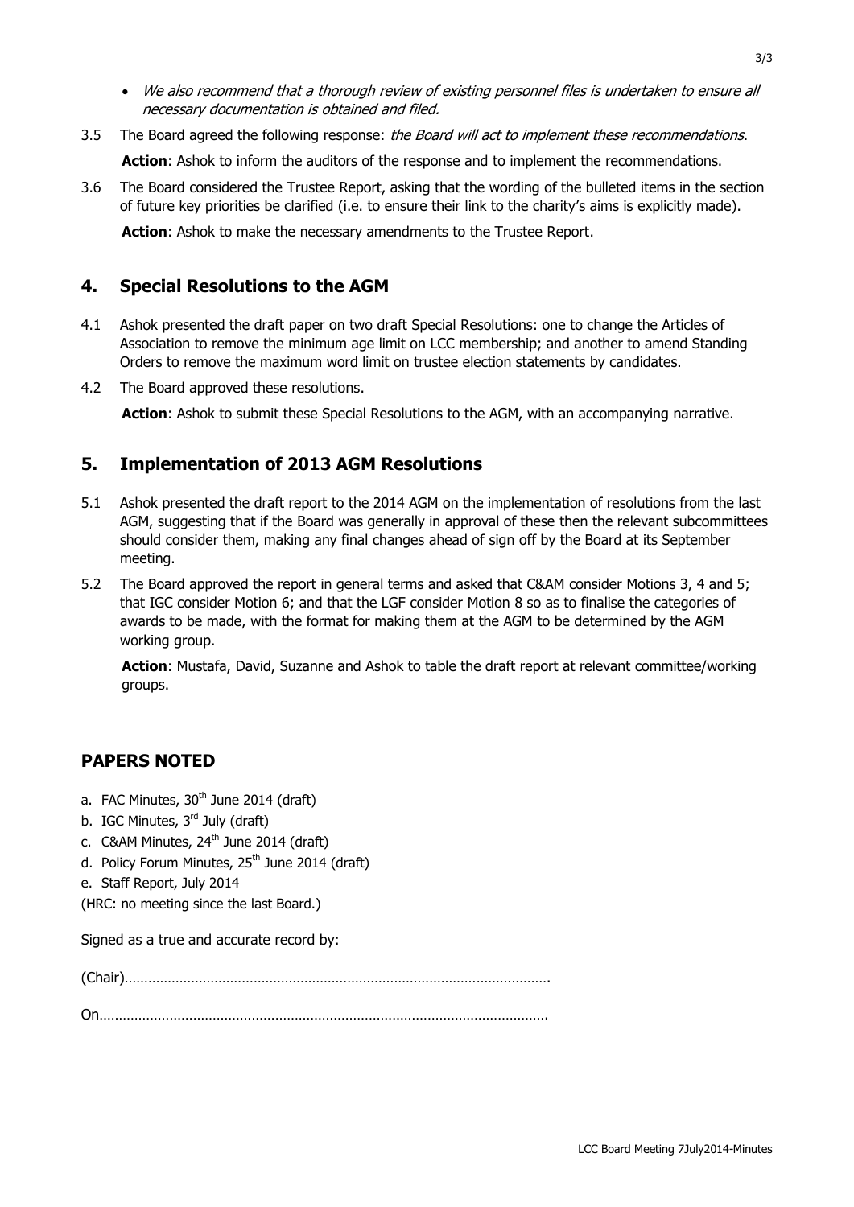- *We also recommend that a thorough review of existing personnel files is undertaken to ensure all necessary documentation is obtained and filed.*

3.5 The Board agreed the following response: *the Board will act to implement these recommendations*.

**Action**: Ashok to inform the auditors of the response and to implement the recommendations.

3.6 The Board considered the Trustee Report, asking that the wording of the bulleted items in the section of future key priorities be clarified (i.e. to ensure their link to the charity's aims is explicitly made).

**Action**: Ashok to make the necessary amendments to the Trustee Report.

## 4. Special Resolutions to the AGM

4.1 Ashok presented the draft paper on two draft Special Resolutions: one to change the Articles of Association to remove the minimum age limit on LCC membership; and another to amend Standing Orders to remove the maximum word limit on trustee election statements by candidates.

4.2 The Board approved these resolutions.

**Action**: Ashok to submit these Special Resolutions to the AGM, with an accompanying narrative.

## 5. Implementation of 2013 AGM Resolutions

5.1 Ashok presented the draft report to the 2014 AGM on the implementation of resolutions from the last AGM, suggesting that if the Board was generally in approval of these then the relevant subcommittees should consider them, making any final changes ahead of sign off by the Board at its September meeting.

5.2 The Board approved the report in general terms and asked that C&AM consider Motions 3, 4 and 5; that IGC consider Motion 6; and that the LGF consider Motion 8 so as to finalise the categories of awards to be made, with the format for making them at the AGM to be determined by the AGM working group.

**Action**: Mustafa, David, Suzanne and Ashok to table the draft report at relevant committee/working groups.

## PAPERS NOTED

a. FAC Minutes, 30th June 2014 (draft)
b. IGC Minutes, 3rd July (draft)
c. C&AM Minutes, 24th June 2014 (draft)
d. Policy Forum Minutes, 25th June 2014 (draft)
e. Staff Report, July 2014

(HRC: no meeting since the last Board.)

Signed as a true and accurate record by:

(Chair)……………………………………………………………………………………………….

On…………………………………………………………………………………………………….